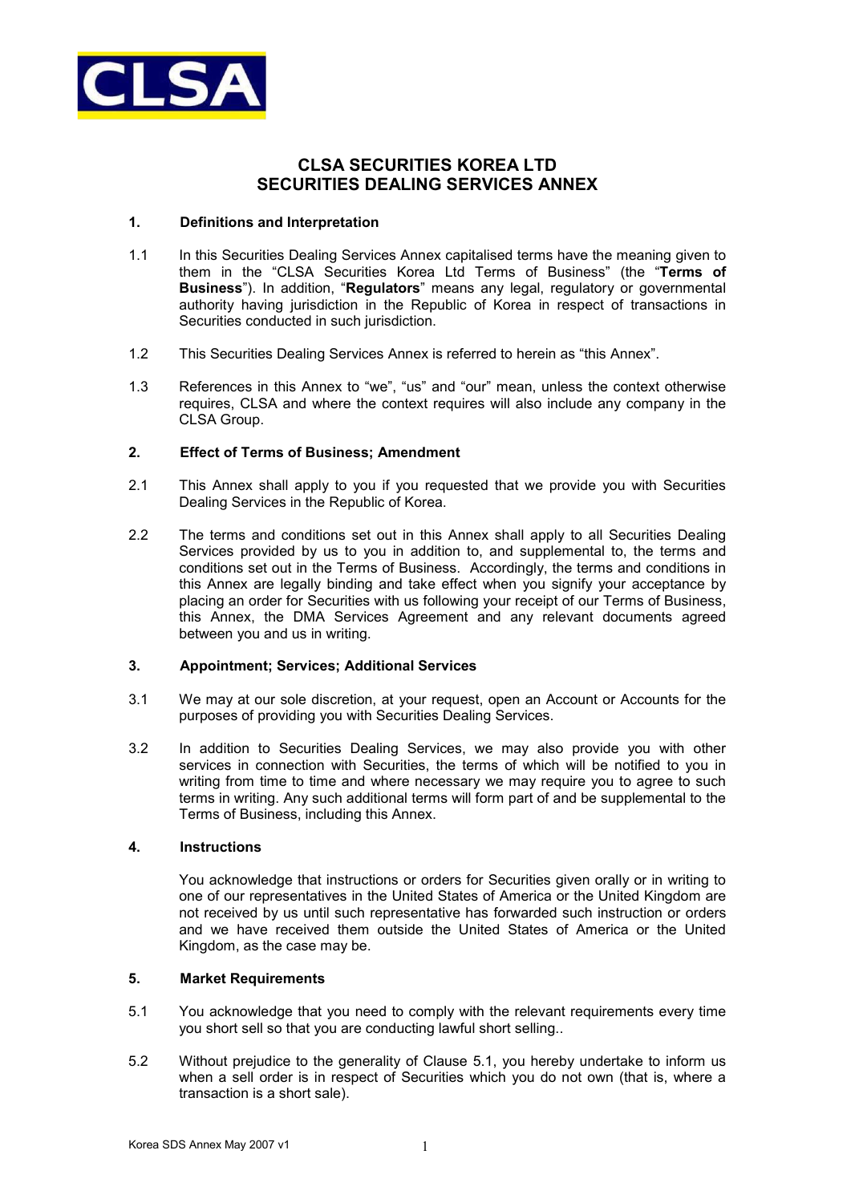# CLSA SECURITIES KOREA LTD
# SECURITIES DEALING SERVICES ANNEX

## 1. Definitions and Interpretation

1.1 In this Securities Dealing Services Annex capitalised terms have the meaning given to them in the "CLSA Securities Korea Ltd Terms of Business" (the "**Terms of Business**"). In addition, "**Regulators**" means any legal, regulatory or governmental authority having jurisdiction in the Republic of Korea in respect of transactions in Securities conducted in such jurisdiction.

1.2 This Securities Dealing Services Annex is referred to herein as "this Annex".

1.3 References in this Annex to "we", "us" and "our" mean, unless the context otherwise requires, CLSA and where the context requires will also include any company in the CLSA Group.

## 2. Effect of Terms of Business; Amendment

2.1 This Annex shall apply to you if you requested that we provide you with Securities Dealing Services in the Republic of Korea.

2.2 The terms and conditions set out in this Annex shall apply to all Securities Dealing Services provided by us to you in addition to, and supplemental to, the terms and conditions set out in the Terms of Business. Accordingly, the terms and conditions in this Annex are legally binding and take effect when you signify your acceptance by placing an order for Securities with us following your receipt of our Terms of Business, this Annex, the DMA Services Agreement and any relevant documents agreed between you and us in writing.

## 3. Appointment; Services; Additional Services

3.1 We may at our sole discretion, at your request, open an Account or Accounts for the purposes of providing you with Securities Dealing Services.

3.2 In addition to Securities Dealing Services, we may also provide you with other services in connection with Securities, the terms of which will be notified to you in writing from time to time and where necessary we may require you to agree to such terms in writing. Any such additional terms will form part of and be supplemental to the Terms of Business, including this Annex.

## 4. Instructions

You acknowledge that instructions or orders for Securities given orally or in writing to one of our representatives in the United States of America or the United Kingdom are not received by us until such representative has forwarded such instruction or orders and we have received them outside the United States of America or the United Kingdom, as the case may be.

## 5. Market Requirements

5.1 You acknowledge that you need to comply with the relevant requirements every time you short sell so that you are conducting lawful short selling..

5.2 Without prejudice to the generality of Clause 5.1, you hereby undertake to inform us when a sell order is in respect of Securities which you do not own (that is, where a transaction is a short sale).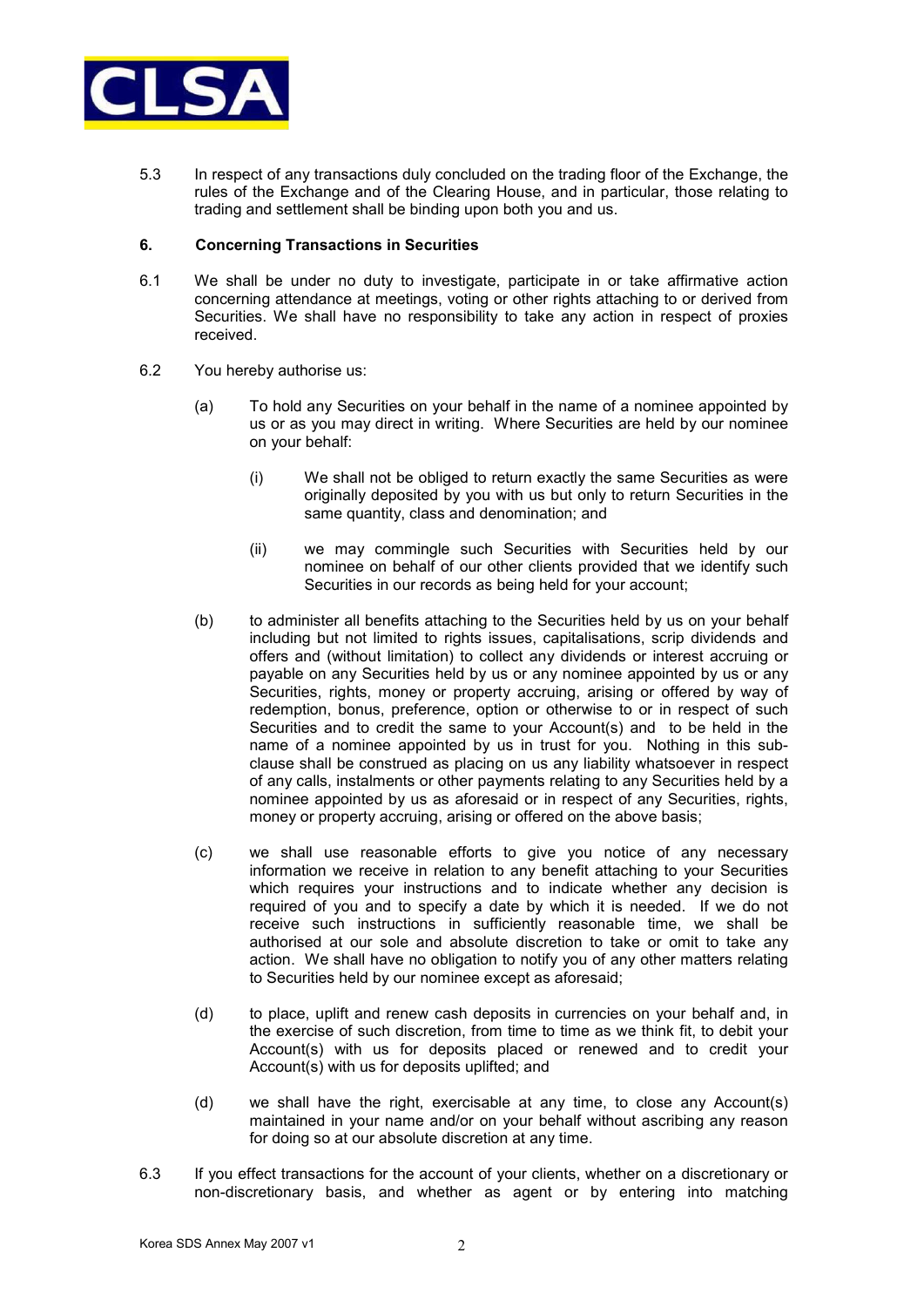5.3 In respect of any transactions duly concluded on the trading floor of the Exchange, the rules of the Exchange and of the Clearing House, and in particular, those relating to trading and settlement shall be binding upon both you and us.

**6. Concerning Transactions in Securities**

6.1 We shall be under no duty to investigate, participate in or take affirmative action concerning attendance at meetings, voting or other rights attaching to or derived from Securities. We shall have no responsibility to take any action in respect of proxies received.

6.2 You hereby authorise us:

(a) To hold any Securities on your behalf in the name of a nominee appointed by us or as you may direct in writing. Where Securities are held by our nominee on your behalf:

(i) We shall not be obliged to return exactly the same Securities as were originally deposited by you with us but only to return Securities in the same quantity, class and denomination; and

(ii) we may commingle such Securities with Securities held by our nominee on behalf of our other clients provided that we identify such Securities in our records as being held for your account;

(b) to administer all benefits attaching to the Securities held by us on your behalf including but not limited to rights issues, capitalisations, scrip dividends and offers and (without limitation) to collect any dividends or interest accruing or payable on any Securities held by us or any nominee appointed by us or any Securities, rights, money or property accruing, arising or offered by way of redemption, bonus, preference, option or otherwise to or in respect of such Securities and to credit the same to your Account(s) and to be held in the name of a nominee appointed by us in trust for you. Nothing in this sub-clause shall be construed as placing on us any liability whatsoever in respect of any calls, instalments or other payments relating to any Securities held by a nominee appointed by us as aforesaid or in respect of any Securities, rights, money or property accruing, arising or offered on the above basis;

(c) we shall use reasonable efforts to give you notice of any necessary information we receive in relation to any benefit attaching to your Securities which requires your instructions and to indicate whether any decision is required of you and to specify a date by which it is needed. If we do not receive such instructions in sufficiently reasonable time, we shall be authorised at our sole and absolute discretion to take or omit to take any action. We shall have no obligation to notify you of any other matters relating to Securities held by our nominee except as aforesaid;

(d) to place, uplift and renew cash deposits in currencies on your behalf and, in the exercise of such discretion, from time to time as we think fit, to debit your Account(s) with us for deposits placed or renewed and to credit your Account(s) with us for deposits uplifted; and

(d) we shall have the right, exercisable at any time, to close any Account(s) maintained in your name and/or on your behalf without ascribing any reason for doing so at our absolute discretion at any time.

6.3 If you effect transactions for the account of your clients, whether on a discretionary or non-discretionary basis, and whether as agent or by entering into matching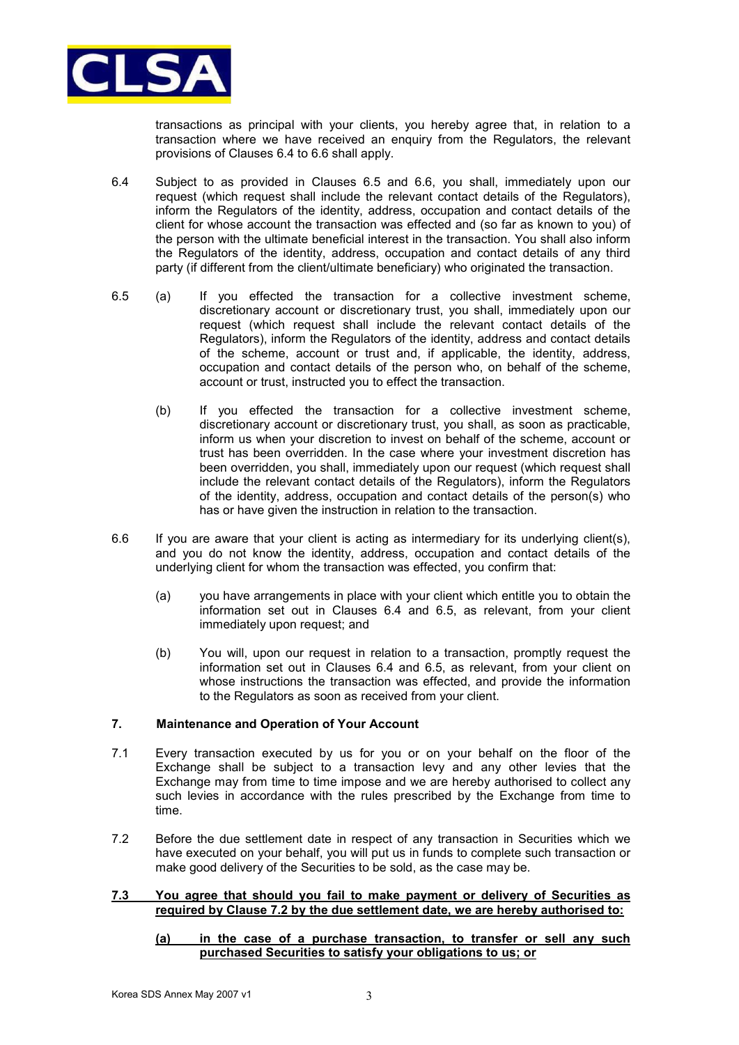transactions as principal with your clients, you hereby agree that, in relation to a transaction where we have received an enquiry from the Regulators, the relevant provisions of Clauses 6.4 to 6.6 shall apply.

6.4 Subject to as provided in Clauses 6.5 and 6.6, you shall, immediately upon our request (which request shall include the relevant contact details of the Regulators), inform the Regulators of the identity, address, occupation and contact details of the client for whose account the transaction was effected and (so far as known to you) of the person with the ultimate beneficial interest in the transaction. You shall also inform the Regulators of the identity, address, occupation and contact details of any third party (if different from the client/ultimate beneficiary) who originated the transaction.

6.5 (a) If you effected the transaction for a collective investment scheme, discretionary account or discretionary trust, you shall, immediately upon our request (which request shall include the relevant contact details of the Regulators), inform the Regulators of the identity, address and contact details of the scheme, account or trust and, if applicable, the identity, address, occupation and contact details of the person who, on behalf of the scheme, account or trust, instructed you to effect the transaction.

(b) If you effected the transaction for a collective investment scheme, discretionary account or discretionary trust, you shall, as soon as practicable, inform us when your discretion to invest on behalf of the scheme, account or trust has been overridden. In the case where your investment discretion has been overridden, you shall, immediately upon our request (which request shall include the relevant contact details of the Regulators), inform the Regulators of the identity, address, occupation and contact details of the person(s) who has or have given the instruction in relation to the transaction.

6.6 If you are aware that your client is acting as intermediary for its underlying client(s), and you do not know the identity, address, occupation and contact details of the underlying client for whom the transaction was effected, you confirm that:

(a) you have arrangements in place with your client which entitle you to obtain the information set out in Clauses 6.4 and 6.5, as relevant, from your client immediately upon request; and

(b) You will, upon our request in relation to a transaction, promptly request the information set out in Clauses 6.4 and 6.5, as relevant, from your client on whose instructions the transaction was effected, and provide the information to the Regulators as soon as received from your client.

## 7. Maintenance and Operation of Your Account

7.1 Every transaction executed by us for you or on your behalf on the floor of the Exchange shall be subject to a transaction levy and any other levies that the Exchange may from time to time impose and we are hereby authorised to collect any such levies in accordance with the rules prescribed by the Exchange from time to time.

7.2 Before the due settlement date in respect of any transaction in Securities which we have executed on your behalf, you will put us in funds to complete such transaction or make good delivery of the Securities to be sold, as the case may be.

**7.3 You agree that should you fail to make payment or delivery of Securities as required by Clause 7.2 by the due settlement date, we are hereby authorised to:**

**(a) in the case of a purchase transaction, to transfer or sell any such purchased Securities to satisfy your obligations to us; or**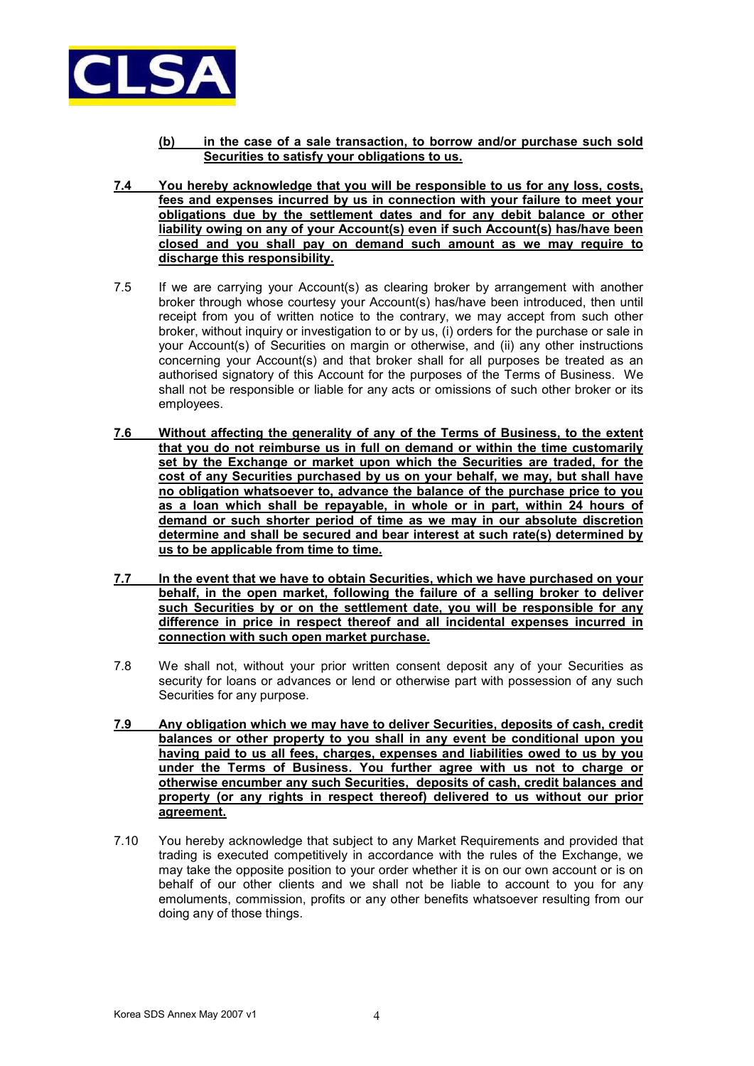**(b) in the case of a sale transaction, to borrow and/or purchase such sold Securities to satisfy your obligations to us.**

**7.4 You hereby acknowledge that you will be responsible to us for any loss, costs, fees and expenses incurred by us in connection with your failure to meet your obligations due by the settlement dates and for any debit balance or other liability owing on any of your Account(s) even if such Account(s) has/have been closed and you shall pay on demand such amount as we may require to discharge this responsibility.**

7.5 If we are carrying your Account(s) as clearing broker by arrangement with another broker through whose courtesy your Account(s) has/have been introduced, then until receipt from you of written notice to the contrary, we may accept from such other broker, without inquiry or investigation to or by us, (i) orders for the purchase or sale in your Account(s) of Securities on margin or otherwise, and (ii) any other instructions concerning your Account(s) and that broker shall for all purposes be treated as an authorised signatory of this Account for the purposes of the Terms of Business. We shall not be responsible or liable for any acts or omissions of such other broker or its employees.

**7.6 Without affecting the generality of any of the Terms of Business, to the extent that you do not reimburse us in full on demand or within the time customarily set by the Exchange or market upon which the Securities are traded, for the cost of any Securities purchased by us on your behalf, we may, but shall have no obligation whatsoever to, advance the balance of the purchase price to you as a loan which shall be repayable, in whole or in part, within 24 hours of demand or such shorter period of time as we may in our absolute discretion determine and shall be secured and bear interest at such rate(s) determined by us to be applicable from time to time.**

**7.7 In the event that we have to obtain Securities, which we have purchased on your behalf, in the open market, following the failure of a selling broker to deliver such Securities by or on the settlement date, you will be responsible for any difference in price in respect thereof and all incidental expenses incurred in connection with such open market purchase.**

7.8 We shall not, without your prior written consent deposit any of your Securities as security for loans or advances or lend or otherwise part with possession of any such Securities for any purpose.

**7.9 Any obligation which we may have to deliver Securities, deposits of cash, credit balances or other property to you shall in any event be conditional upon you having paid to us all fees, charges, expenses and liabilities owed to us by you under the Terms of Business. You further agree with us not to charge or otherwise encumber any such Securities, deposits of cash, credit balances and property (or any rights in respect thereof) delivered to us without our prior agreement.**

7.10 You hereby acknowledge that subject to any Market Requirements and provided that trading is executed competitively in accordance with the rules of the Exchange, we may take the opposite position to your order whether it is on our own account or is on behalf of our other clients and we shall not be liable to account to you for any emoluments, commission, profits or any other benefits whatsoever resulting from our doing any of those things.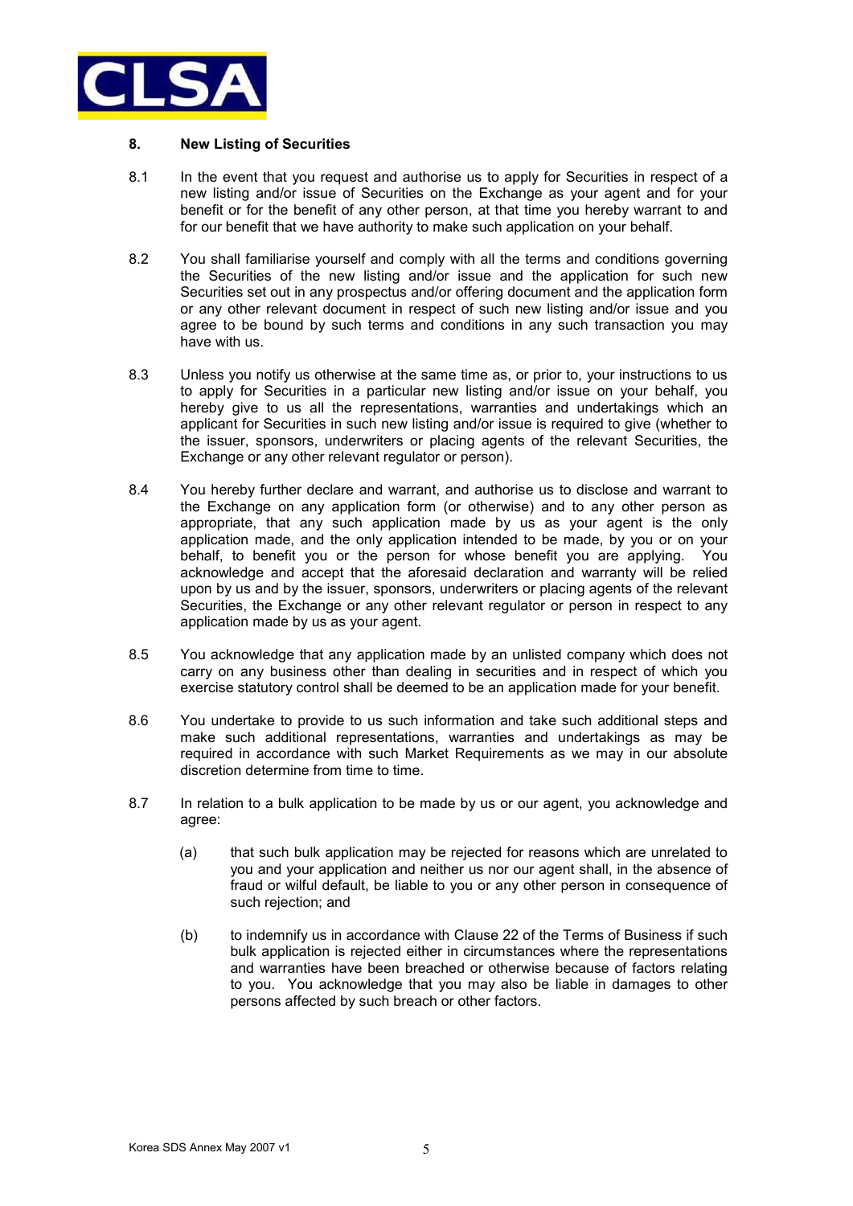## 8. New Listing of Securities

8.1 In the event that you request and authorise us to apply for Securities in respect of a new listing and/or issue of Securities on the Exchange as your agent and for your benefit or for the benefit of any other person, at that time you hereby warrant to and for our benefit that we have authority to make such application on your behalf.

8.2 You shall familiarise yourself and comply with all the terms and conditions governing the Securities of the new listing and/or issue and the application for such new Securities set out in any prospectus and/or offering document and the application form or any other relevant document in respect of such new listing and/or issue and you agree to be bound by such terms and conditions in any such transaction you may have with us.

8.3 Unless you notify us otherwise at the same time as, or prior to, your instructions to us to apply for Securities in a particular new listing and/or issue on your behalf, you hereby give to us all the representations, warranties and undertakings which an applicant for Securities in such new listing and/or issue is required to give (whether to the issuer, sponsors, underwriters or placing agents of the relevant Securities, the Exchange or any other relevant regulator or person).

8.4 You hereby further declare and warrant, and authorise us to disclose and warrant to the Exchange on any application form (or otherwise) and to any other person as appropriate, that any such application made by us as your agent is the only application made, and the only application intended to be made, by you or on your behalf, to benefit you or the person for whose benefit you are applying. You acknowledge and accept that the aforesaid declaration and warranty will be relied upon by us and by the issuer, sponsors, underwriters or placing agents of the relevant Securities, the Exchange or any other relevant regulator or person in respect to any application made by us as your agent.

8.5 You acknowledge that any application made by an unlisted company which does not carry on any business other than dealing in securities and in respect of which you exercise statutory control shall be deemed to be an application made for your benefit.

8.6 You undertake to provide to us such information and take such additional steps and make such additional representations, warranties and undertakings as may be required in accordance with such Market Requirements as we may in our absolute discretion determine from time to time.

8.7 In relation to a bulk application to be made by us or our agent, you acknowledge and agree:

(a) that such bulk application may be rejected for reasons which are unrelated to you and your application and neither us nor our agent shall, in the absence of fraud or wilful default, be liable to you or any other person in consequence of such rejection; and

(b) to indemnify us in accordance with Clause 22 of the Terms of Business if such bulk application is rejected either in circumstances where the representations and warranties have been breached or otherwise because of factors relating to you. You acknowledge that you may also be liable in damages to other persons affected by such breach or other factors.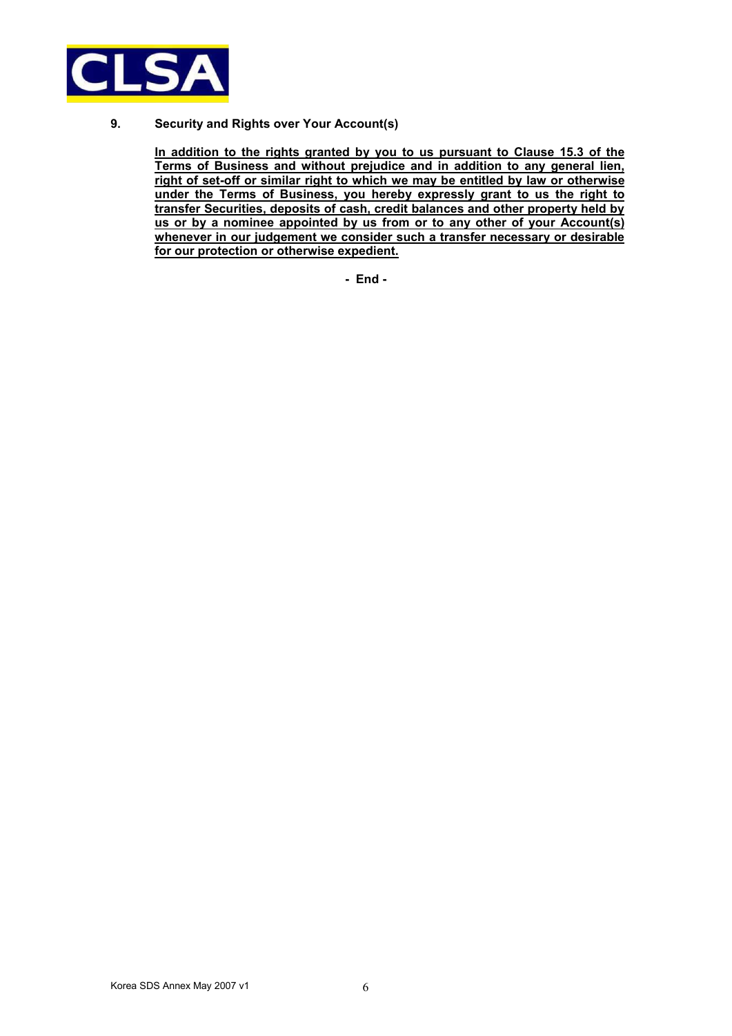## 9. Security and Rights over Your Account(s)

**In addition to the rights granted by you to us pursuant to Clause 15.3 of the Terms of Business and without prejudice and in addition to any general lien, right of set-off or similar right to which we may be entitled by law or otherwise under the Terms of Business, you hereby expressly grant to us the right to transfer Securities, deposits of cash, credit balances and other property held by us or by a nominee appointed by us from or to any other of your Account(s) whenever in our judgement we consider such a transfer necessary or desirable for our protection or otherwise expedient.**

**- End -**